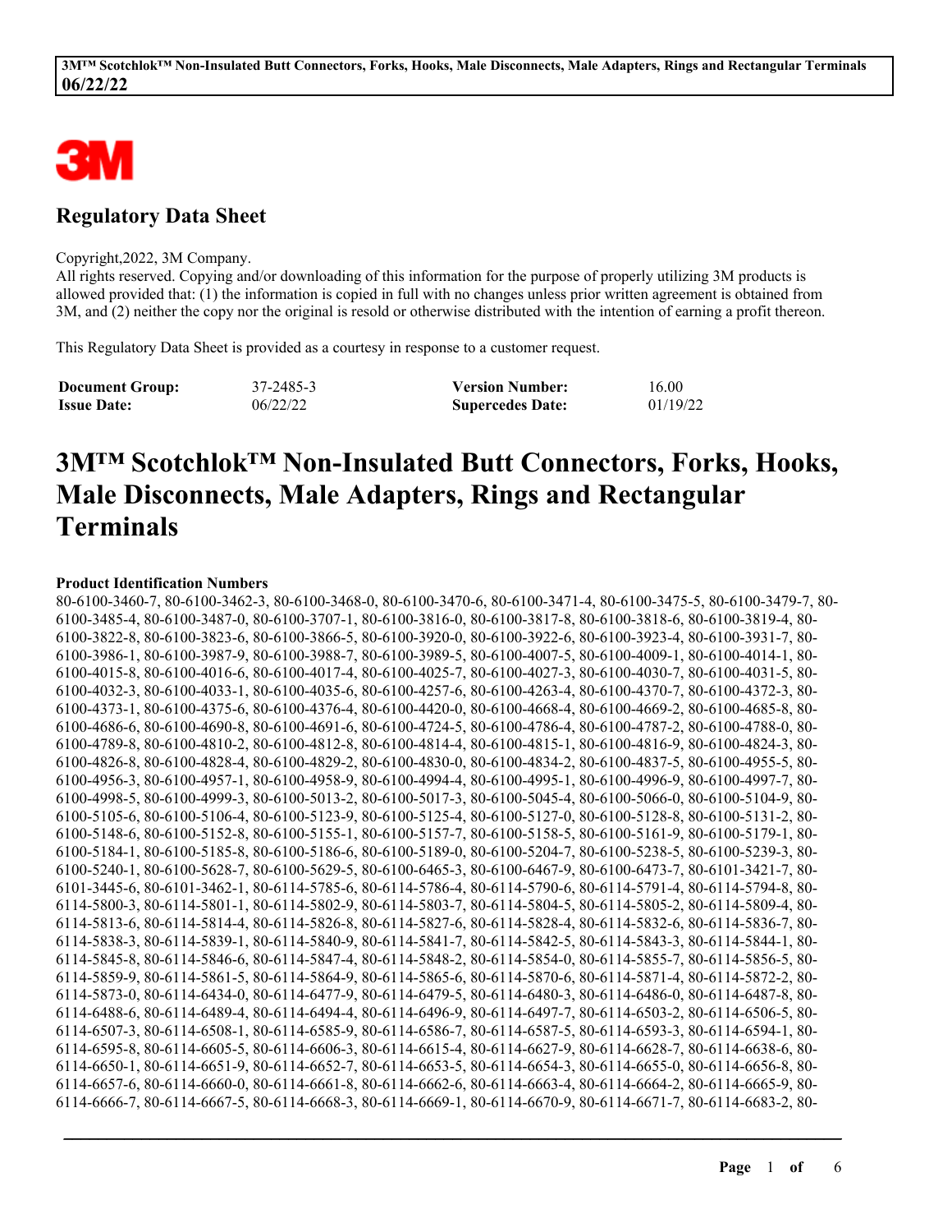# Regulatory Data Sheet

Copyright,2022, 3M Company.
All rights reserved. Copying and/or downloading of this information for the purpose of properly utilizing 3M products is allowed provided that: (1) the information is copied in full with no changes unless prior written agreement is obtained from 3M, and (2) neither the copy nor the original is resold or otherwise distributed with the intention of earning a profit thereon.

This Regulatory Data Sheet is provided as a courtesy in response to a customer request.

| **Document Group:** | 37-2485-3 | **Version Number:** | 16.00 |
|---|---|---|---|
| **Issue Date:** | 06/22/22 | **Supercedes Date:** | 01/19/22 |

# 3M™ Scotchlok™ Non-Insulated Butt Connectors, Forks, Hooks, Male Disconnects, Male Adapters, Rings and Rectangular Terminals

**Product Identification Numbers**

80-6100-3460-7, 80-6100-3462-3, 80-6100-3468-0, 80-6100-3470-6, 80-6100-3471-4, 80-6100-3475-5, 80-6100-3479-7, 80-6100-3485-4, 80-6100-3487-0, 80-6100-3707-1, 80-6100-3816-0, 80-6100-3817-8, 80-6100-3818-6, 80-6100-3819-4, 80-6100-3822-8, 80-6100-3823-6, 80-6100-3866-5, 80-6100-3920-0, 80-6100-3922-6, 80-6100-3923-4, 80-6100-3931-7, 80-6100-3986-1, 80-6100-3987-9, 80-6100-3988-7, 80-6100-3989-5, 80-6100-4007-5, 80-6100-4009-1, 80-6100-4014-1, 80-6100-4015-8, 80-6100-4016-6, 80-6100-4017-4, 80-6100-4025-7, 80-6100-4027-3, 80-6100-4030-7, 80-6100-4031-5, 80-6100-4032-3, 80-6100-4033-1, 80-6100-4035-6, 80-6100-4257-6, 80-6100-4263-4, 80-6100-4370-7, 80-6100-4372-3, 80-6100-4373-1, 80-6100-4375-6, 80-6100-4376-4, 80-6100-4420-0, 80-6100-4668-4, 80-6100-4669-2, 80-6100-4685-8, 80-6100-4686-6, 80-6100-4690-8, 80-6100-4691-6, 80-6100-4724-5, 80-6100-4786-4, 80-6100-4787-2, 80-6100-4788-0, 80-6100-4789-8, 80-6100-4810-2, 80-6100-4812-8, 80-6100-4814-4, 80-6100-4815-1, 80-6100-4816-9, 80-6100-4824-3, 80-6100-4826-8, 80-6100-4828-4, 80-6100-4829-2, 80-6100-4830-0, 80-6100-4834-2, 80-6100-4837-5, 80-6100-4955-5, 80-6100-4956-3, 80-6100-4957-1, 80-6100-4958-9, 80-6100-4994-4, 80-6100-4995-1, 80-6100-4996-9, 80-6100-4997-7, 80-6100-4998-5, 80-6100-4999-3, 80-6100-5013-2, 80-6100-5017-3, 80-6100-5045-4, 80-6100-5066-0, 80-6100-5104-9, 80-6100-5105-6, 80-6100-5106-4, 80-6100-5123-9, 80-6100-5125-4, 80-6100-5127-0, 80-6100-5128-8, 80-6100-5131-2, 80-6100-5148-6, 80-6100-5152-8, 80-6100-5155-1, 80-6100-5157-7, 80-6100-5158-5, 80-6100-5161-9, 80-6100-5179-1, 80-6100-5184-1, 80-6100-5185-8, 80-6100-5186-6, 80-6100-5189-0, 80-6100-5204-7, 80-6100-5238-5, 80-6100-5239-3, 80-6100-5240-1, 80-6100-5628-7, 80-6100-5629-5, 80-6100-6465-3, 80-6100-6467-9, 80-6100-6473-7, 80-6101-3421-7, 80-6101-3445-6, 80-6101-3462-1, 80-6114-5785-6, 80-6114-5786-4, 80-6114-5790-6, 80-6114-5791-4, 80-6114-5794-8, 80-6114-5800-3, 80-6114-5801-1, 80-6114-5802-9, 80-6114-5803-7, 80-6114-5804-5, 80-6114-5805-2, 80-6114-5809-4, 80-6114-5813-6, 80-6114-5814-4, 80-6114-5826-8, 80-6114-5827-6, 80-6114-5828-4, 80-6114-5832-6, 80-6114-5836-7, 80-6114-5838-3, 80-6114-5839-1, 80-6114-5840-9, 80-6114-5841-7, 80-6114-5842-5, 80-6114-5843-3, 80-6114-5844-1, 80-6114-5845-8, 80-6114-5846-6, 80-6114-5847-4, 80-6114-5848-2, 80-6114-5854-0, 80-6114-5855-7, 80-6114-5856-5, 80-6114-5859-9, 80-6114-5861-5, 80-6114-5864-9, 80-6114-5865-6, 80-6114-5870-6, 80-6114-5871-4, 80-6114-5872-2, 80-6114-5873-0, 80-6114-6434-0, 80-6114-6477-9, 80-6114-6479-5, 80-6114-6480-3, 80-6114-6486-0, 80-6114-6487-8, 80-6114-6488-6, 80-6114-6489-4, 80-6114-6494-4, 80-6114-6496-9, 80-6114-6497-7, 80-6114-6503-2, 80-6114-6506-5, 80-6114-6507-3, 80-6114-6508-1, 80-6114-6585-9, 80-6114-6586-7, 80-6114-6587-5, 80-6114-6593-3, 80-6114-6594-1, 80-6114-6595-8, 80-6114-6605-5, 80-6114-6606-3, 80-6114-6615-4, 80-6114-6627-9, 80-6114-6628-7, 80-6114-6638-6, 80-6114-6650-1, 80-6114-6651-9, 80-6114-6652-7, 80-6114-6653-5, 80-6114-6654-3, 80-6114-6655-0, 80-6114-6656-8, 80-6114-6657-6, 80-6114-6660-0, 80-6114-6661-8, 80-6114-6662-6, 80-6114-6663-4, 80-6114-6664-2, 80-6114-6665-9, 80-6114-6666-7, 80-6114-6667-5, 80-6114-6668-3, 80-6114-6669-1, 80-6114-6670-9, 80-6114-6671-7, 80-6114-6683-2, 80-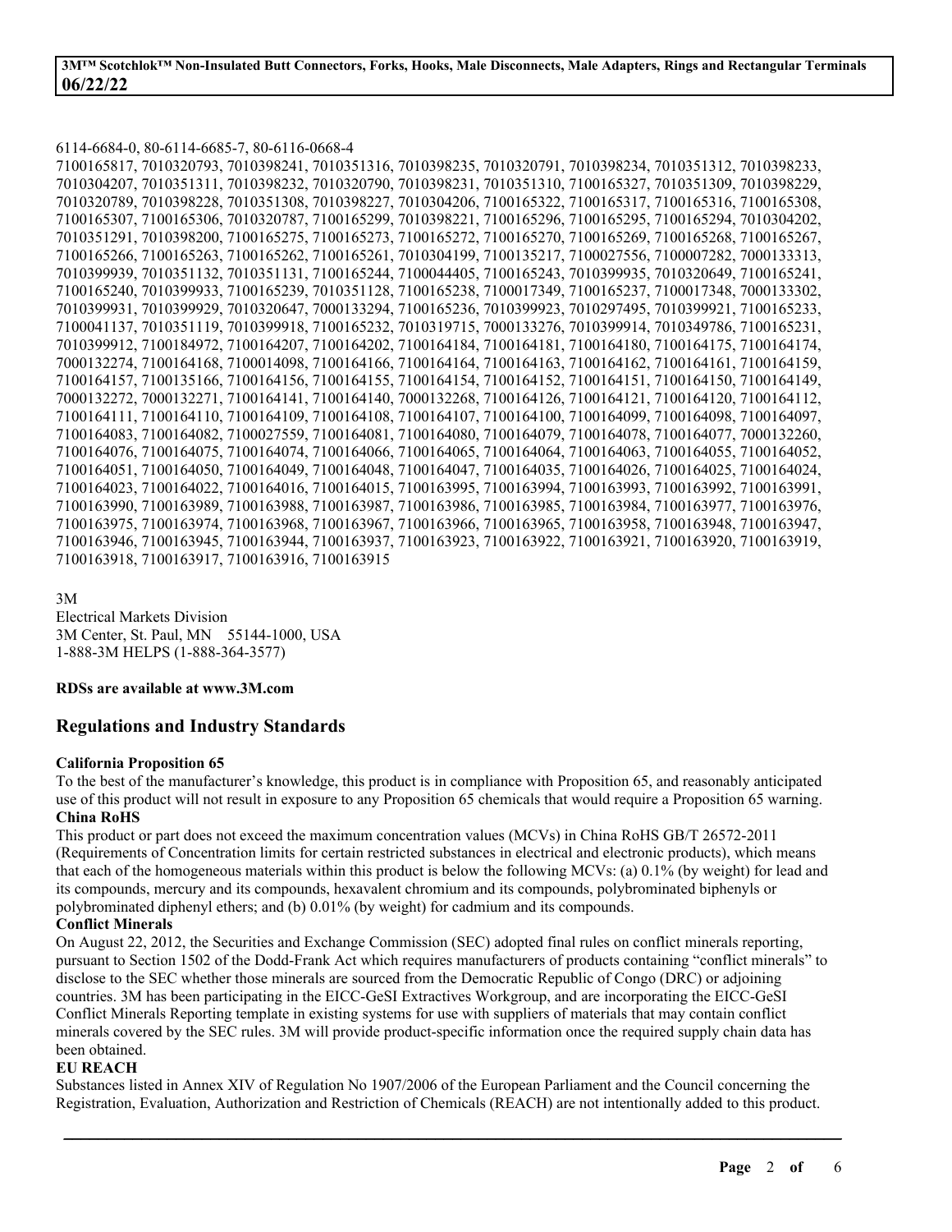6114-6684-0, 80-6114-6685-7, 80-6116-0668-4
7100165817, 7010320793, 7010398241, 7010351316, 7010398235, 7010320791, 7010398234, 7010351312, 7010398233, 7010304207, 7010351311, 7010398232, 7010320790, 7010398231, 7010351310, 7100165327, 7010351309, 7010398229, 7010320789, 7010398228, 7010351308, 7010398227, 7010304206, 7100165322, 7100165317, 7100165316, 7100165308, 7100165307, 7100165306, 7010320787, 7100165299, 7010398221, 7100165296, 7100165295, 7100165294, 7010304202, 7010351291, 7010398200, 7100165275, 7100165273, 7100165272, 7100165270, 7100165269, 7100165268, 7100165267, 7100165266, 7100165263, 7100165262, 7100165261, 7010304199, 7100135217, 7100027556, 7100007282, 7000133313, 7010399939, 7010351132, 7010351131, 7100165244, 7100044405, 7100165243, 7010399935, 7010320649, 7100165241, 7100165240, 7010399933, 7100165239, 7010351128, 7100165238, 7100017349, 7100165237, 7100017348, 7000133302, 7010399931, 7010399929, 7010320647, 7000133294, 7100165236, 7010399923, 7010297495, 7010399921, 7100165233, 7100041137, 7010351119, 7010399918, 7100165232, 7010319715, 7000133276, 7010399914, 7010349786, 7100165231, 7010399912, 7100184972, 7100164207, 7100164202, 7100164184, 7100164181, 7100164180, 7100164175, 7100164174, 7000132274, 7100164168, 7100014098, 7100164166, 7100164164, 7100164163, 7100164162, 7100164161, 7100164159, 7100164157, 7100135166, 7100164156, 7100164155, 7100164154, 7100164152, 7100164151, 7100164150, 7100164149, 7000132272, 7000132271, 7100164141, 7100164140, 7000132268, 7100164126, 7100164121, 7100164120, 7100164112, 7100164111, 7100164110, 7100164109, 7100164108, 7100164107, 7100164100, 7100164099, 7100164098, 7100164097, 7100164083, 7100164082, 7100027559, 7100164081, 7100164080, 7100164079, 7100164078, 7100164077, 7000132260, 7100164076, 7100164075, 7100164074, 7100164066, 7100164065, 7100164064, 7100164063, 7100164055, 7100164052, 7100164051, 7100164050, 7100164049, 7100164048, 7100164047, 7100164035, 7100164026, 7100164025, 7100164024, 7100164023, 7100164022, 7100164016, 7100164015, 7100163995, 7100163994, 7100163993, 7100163992, 7100163991, 7100163990, 7100163989, 7100163988, 7100163987, 7100163986, 7100163985, 7100163984, 7100163977, 7100163976, 7100163975, 7100163974, 7100163968, 7100163967, 7100163966, 7100163965, 7100163958, 7100163948, 7100163947, 7100163946, 7100163945, 7100163944, 7100163937, 7100163923, 7100163922, 7100163921, 7100163920, 7100163919, 7100163918, 7100163917, 7100163916, 7100163915

3M
Electrical Markets Division
3M Center, St. Paul, MN 55144-1000, USA
1-888-3M HELPS (1-888-364-3577)

**RDSs are available at www.3M.com**

## Regulations and Industry Standards

**California Proposition 65**
To the best of the manufacturer's knowledge, this product is in compliance with Proposition 65, and reasonably anticipated use of this product will not result in exposure to any Proposition 65 chemicals that would require a Proposition 65 warning.

**China RoHS**
This product or part does not exceed the maximum concentration values (MCVs) in China RoHS GB/T 26572-2011 (Requirements of Concentration limits for certain restricted substances in electrical and electronic products), which means that each of the homogeneous materials within this product is below the following MCVs: (a) 0.1% (by weight) for lead and its compounds, mercury and its compounds, hexavalent chromium and its compounds, polybrominated biphenyls or polybrominated diphenyl ethers; and (b) 0.01% (by weight) for cadmium and its compounds.

**Conflict Minerals**
On August 22, 2012, the Securities and Exchange Commission (SEC) adopted final rules on conflict minerals reporting, pursuant to Section 1502 of the Dodd-Frank Act which requires manufacturers of products containing "conflict minerals" to disclose to the SEC whether those minerals are sourced from the Democratic Republic of Congo (DRC) or adjoining countries. 3M has been participating in the EICC-GeSI Extractives Workgroup, and are incorporating the EICC-GeSI Conflict Minerals Reporting template in existing systems for use with suppliers of materials that may contain conflict minerals covered by the SEC rules. 3M will provide product-specific information once the required supply chain data has been obtained.

**EU REACH**
Substances listed in Annex XIV of Regulation No 1907/2006 of the European Parliament and the Council concerning the Registration, Evaluation, Authorization and Restriction of Chemicals (REACH) are not intentionally added to this product.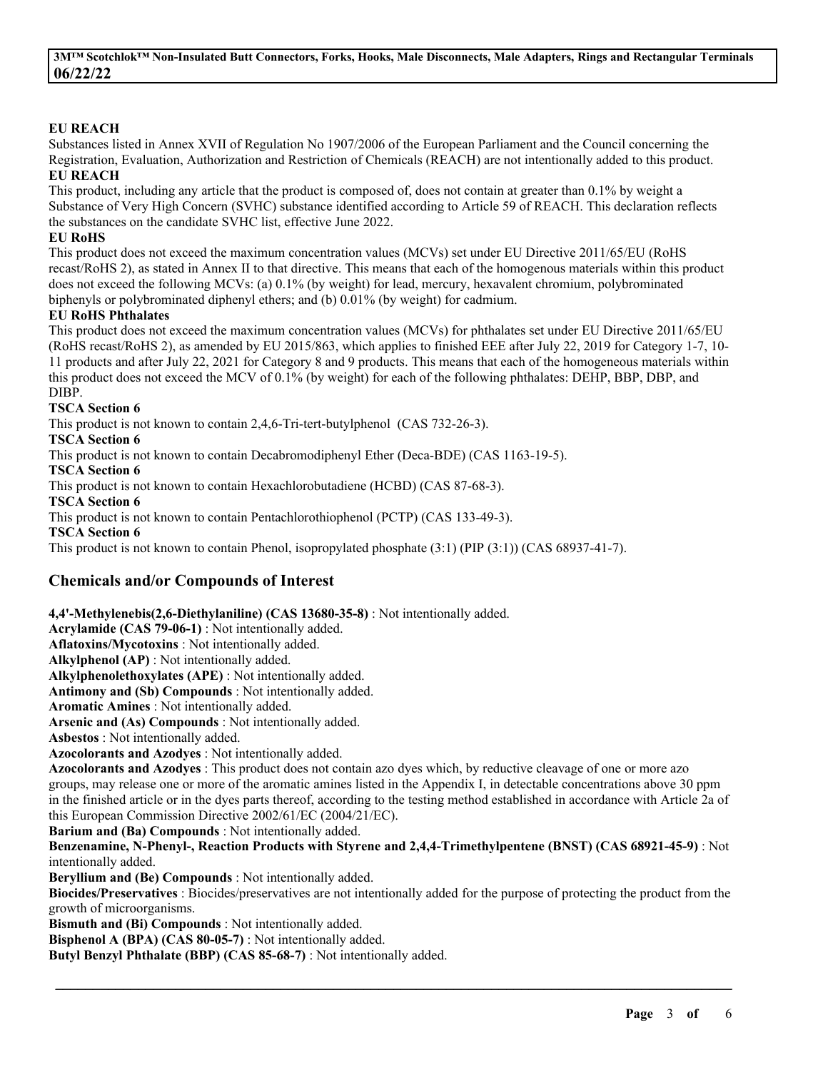**EU REACH**

Substances listed in Annex XVII of Regulation No 1907/2006 of the European Parliament and the Council concerning the Registration, Evaluation, Authorization and Restriction of Chemicals (REACH) are not intentionally added to this product.

**EU REACH**

This product, including any article that the product is composed of, does not contain at greater than 0.1% by weight a Substance of Very High Concern (SVHC) substance identified according to Article 59 of REACH. This declaration reflects the substances on the candidate SVHC list, effective June 2022.

**EU RoHS**

This product does not exceed the maximum concentration values (MCVs) set under EU Directive 2011/65/EU (RoHS recast/RoHS 2), as stated in Annex II to that directive. This means that each of the homogenous materials within this product does not exceed the following MCVs: (a) 0.1% (by weight) for lead, mercury, hexavalent chromium, polybrominated biphenyls or polybrominated diphenyl ethers; and (b) 0.01% (by weight) for cadmium.

**EU RoHS Phthalates**

This product does not exceed the maximum concentration values (MCVs) for phthalates set under EU Directive 2011/65/EU (RoHS recast/RoHS 2), as amended by EU 2015/863, which applies to finished EEE after July 22, 2019 for Category 1-7, 10-11 products and after July 22, 2021 for Category 8 and 9 products. This means that each of the homogeneous materials within this product does not exceed the MCV of 0.1% (by weight) for each of the following phthalates: DEHP, BBP, DBP, and DIBP.

**TSCA Section 6**

This product is not known to contain 2,4,6-Tri-tert-butylphenol (CAS 732-26-3).

**TSCA Section 6**

This product is not known to contain Decabromodiphenyl Ether (Deca-BDE) (CAS 1163-19-5).

**TSCA Section 6**

This product is not known to contain Hexachlorobutadiene (HCBD) (CAS 87-68-3).

**TSCA Section 6**

This product is not known to contain Pentachlorothiophenol (PCTP) (CAS 133-49-3).

**TSCA Section 6**

This product is not known to contain Phenol, isopropylated phosphate (3:1) (PIP (3:1)) (CAS 68937-41-7).

## Chemicals and/or Compounds of Interest

**4,4'-Methylenebis(2,6-Diethylaniline) (CAS 13680-35-8)** : Not intentionally added.

**Acrylamide (CAS 79-06-1)** : Not intentionally added.

**Aflatoxins/Mycotoxins** : Not intentionally added.

**Alkylphenol (AP)** : Not intentionally added.

**Alkylphenolethoxylates (APE)** : Not intentionally added.

**Antimony and (Sb) Compounds** : Not intentionally added.

**Aromatic Amines** : Not intentionally added.

**Arsenic and (As) Compounds** : Not intentionally added.

**Asbestos** : Not intentionally added.

**Azocolorants and Azodyes** : Not intentionally added.

**Azocolorants and Azodyes** : This product does not contain azo dyes which, by reductive cleavage of one or more azo groups, may release one or more of the aromatic amines listed in the Appendix I, in detectable concentrations above 30 ppm in the finished article or in the dyes parts thereof, according to the testing method established in accordance with Article 2a of this European Commission Directive 2002/61/EC (2004/21/EC).

**Barium and (Ba) Compounds** : Not intentionally added.

**Benzenamine, N-Phenyl-, Reaction Products with Styrene and 2,4,4-Trimethylpentene (BNST) (CAS 68921-45-9)** : Not intentionally added.

**Beryllium and (Be) Compounds** : Not intentionally added.

**Biocides/Preservatives** : Biocides/preservatives are not intentionally added for the purpose of protecting the product from the growth of microorganisms.

**Bismuth and (Bi) Compounds** : Not intentionally added.

**Bisphenol A (BPA) (CAS 80-05-7)** : Not intentionally added.

**Butyl Benzyl Phthalate (BBP) (CAS 85-68-7)** : Not intentionally added.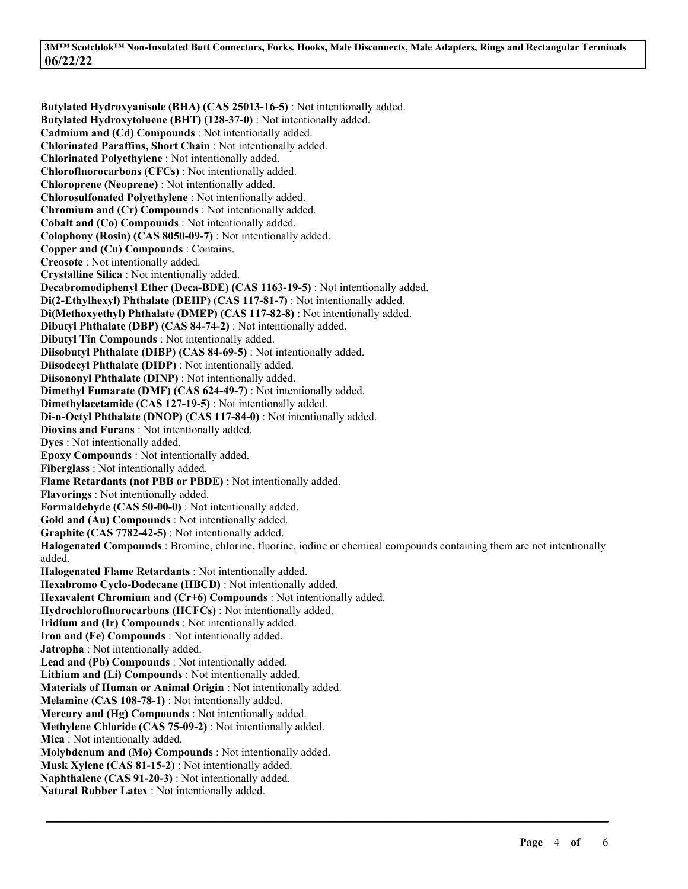**Butylated Hydroxyanisole (BHA) (CAS 25013-16-5)** : Not intentionally added.
**Butylated Hydroxytoluene (BHT) (128-37-0)** : Not intentionally added.
**Cadmium and (Cd) Compounds** : Not intentionally added.
**Chlorinated Paraffins, Short Chain** : Not intentionally added.
**Chlorinated Polyethylene** : Not intentionally added.
**Chlorofluorocarbons (CFCs)** : Not intentionally added.
**Chloroprene (Neoprene)** : Not intentionally added.
**Chlorosulfonated Polyethylene** : Not intentionally added.
**Chromium and (Cr) Compounds** : Not intentionally added.
**Cobalt and (Co) Compounds** : Not intentionally added.
**Colophony (Rosin) (CAS 8050-09-7)** : Not intentionally added.
**Copper and (Cu) Compounds** : Contains.
**Creosote** : Not intentionally added.
**Crystalline Silica** : Not intentionally added.
**Decabromodiphenyl Ether (Deca-BDE) (CAS 1163-19-5)** : Not intentionally added.
**Di(2-Ethylhexyl) Phthalate (DEHP) (CAS 117-81-7)** : Not intentionally added.
**Di(Methoxyethyl) Phthalate (DMEP) (CAS 117-82-8)** : Not intentionally added.
**Dibutyl Phthalate (DBP) (CAS 84-74-2)** : Not intentionally added.
**Dibutyl Tin Compounds** : Not intentionally added.
**Diisobutyl Phthalate (DIBP) (CAS 84-69-5)** : Not intentionally added.
**Diisodecyl Phthalate (DIDP)** : Not intentionally added.
**Diisononyl Phthalate (DINP)** : Not intentionally added.
**Dimethyl Fumarate (DMF) (CAS 624-49-7)** : Not intentionally added.
**Dimethylacetamide (CAS 127-19-5)** : Not intentionally added.
**Di-n-Octyl Phthalate (DNOP) (CAS 117-84-0)** : Not intentionally added.
**Dioxins and Furans** : Not intentionally added.
**Dyes** : Not intentionally added.
**Epoxy Compounds** : Not intentionally added.
**Fiberglass** : Not intentionally added.
**Flame Retardants (not PBB or PBDE)** : Not intentionally added.
**Flavorings** : Not intentionally added.
**Formaldehyde (CAS 50-00-0)** : Not intentionally added.
**Gold and (Au) Compounds** : Not intentionally added.
**Graphite (CAS 7782-42-5)** : Not intentionally added.
**Halogenated Compounds** : Bromine, chlorine, fluorine, iodine or chemical compounds containing them are not intentionally added.
**Halogenated Flame Retardants** : Not intentionally added.
**Hexabromo Cyclo-Dodecane (HBCD)** : Not intentionally added.
**Hexavalent Chromium and (Cr+6) Compounds** : Not intentionally added.
**Hydrochlorofluorocarbons (HCFCs)** : Not intentionally added.
**Iridium and (Ir) Compounds** : Not intentionally added.
**Iron and (Fe) Compounds** : Not intentionally added.
**Jatropha** : Not intentionally added.
**Lead and (Pb) Compounds** : Not intentionally added.
**Lithium and (Li) Compounds** : Not intentionally added.
**Materials of Human or Animal Origin** : Not intentionally added.
**Melamine (CAS 108-78-1)** : Not intentionally added.
**Mercury and (Hg) Compounds** : Not intentionally added.
**Methylene Chloride (CAS 75-09-2)** : Not intentionally added.
**Mica** : Not intentionally added.
**Molybdenum and (Mo) Compounds** : Not intentionally added.
**Musk Xylene (CAS 81-15-2)** : Not intentionally added.
**Naphthalene (CAS 91-20-3)** : Not intentionally added.
**Natural Rubber Latex** : Not intentionally added.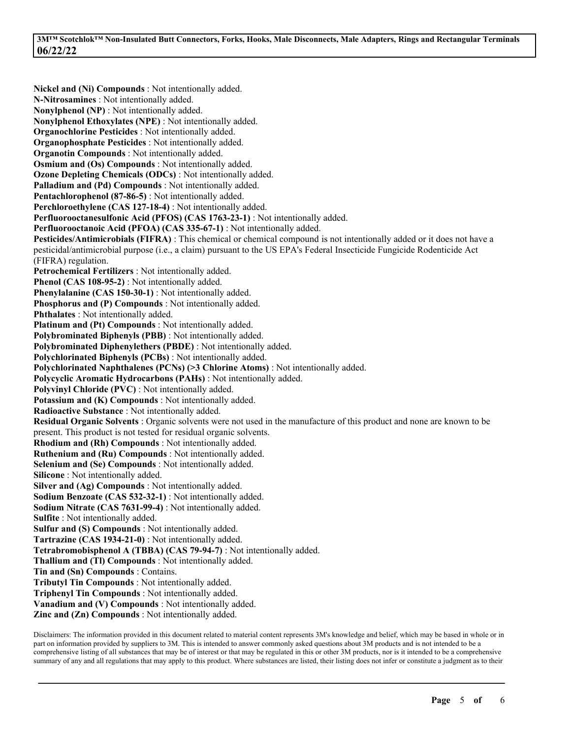**Nickel and (Ni) Compounds** : Not intentionally added.
**N-Nitrosamines** : Not intentionally added.
**Nonylphenol (NP)** : Not intentionally added.
**Nonylphenol Ethoxylates (NPE)** : Not intentionally added.
**Organochlorine Pesticides** : Not intentionally added.
**Organophosphate Pesticides** : Not intentionally added.
**Organotin Compounds** : Not intentionally added.
**Osmium and (Os) Compounds** : Not intentionally added.
**Ozone Depleting Chemicals (ODCs)** : Not intentionally added.
**Palladium and (Pd) Compounds** : Not intentionally added.
**Pentachlorophenol (87-86-5)** : Not intentionally added.
**Perchloroethylene (CAS 127-18-4)** : Not intentionally added.
**Perfluorooctanesulfonic Acid (PFOS) (CAS 1763-23-1)** : Not intentionally added.
**Perfluorooctanoic Acid (PFOA) (CAS 335-67-1)** : Not intentionally added.
**Pesticides/Antimicrobials (FIFRA)** : This chemical or chemical compound is not intentionally added or it does not have a pesticidal/antimicrobial purpose (i.e., a claim) pursuant to the US EPA's Federal Insecticide Fungicide Rodenticide Act (FIFRA) regulation.
**Petrochemical Fertilizers** : Not intentionally added.
**Phenol (CAS 108-95-2)** : Not intentionally added.
**Phenylalanine (CAS 150-30-1)** : Not intentionally added.
**Phosphorus and (P) Compounds** : Not intentionally added.
**Phthalates** : Not intentionally added.
**Platinum and (Pt) Compounds** : Not intentionally added.
**Polybrominated Biphenyls (PBB)** : Not intentionally added.
**Polybrominated Diphenylethers (PBDE)** : Not intentionally added.
**Polychlorinated Biphenyls (PCBs)** : Not intentionally added.
**Polychlorinated Naphthalenes (PCNs) (>3 Chlorine Atoms)** : Not intentionally added.
**Polycyclic Aromatic Hydrocarbons (PAHs)** : Not intentionally added.
**Polyvinyl Chloride (PVC)** : Not intentionally added.
**Potassium and (K) Compounds** : Not intentionally added.
**Radioactive Substance** : Not intentionally added.
**Residual Organic Solvents** : Organic solvents were not used in the manufacture of this product and none are known to be present. This product is not tested for residual organic solvents.
**Rhodium and (Rh) Compounds** : Not intentionally added.
**Ruthenium and (Ru) Compounds** : Not intentionally added.
**Selenium and (Se) Compounds** : Not intentionally added.
**Silicone** : Not intentionally added.
**Silver and (Ag) Compounds** : Not intentionally added.
**Sodium Benzoate (CAS 532-32-1)** : Not intentionally added.
**Sodium Nitrate (CAS 7631-99-4)** : Not intentionally added.
**Sulfite** : Not intentionally added.
**Sulfur and (S) Compounds** : Not intentionally added.
**Tartrazine (CAS 1934-21-0)** : Not intentionally added.
**Tetrabromobisphenol A (TBBA) (CAS 79-94-7)** : Not intentionally added.
**Thallium and (Tl) Compounds** : Not intentionally added.
**Tin and (Sn) Compounds** : Contains.
**Tributyl Tin Compounds** : Not intentionally added.
**Triphenyl Tin Compounds** : Not intentionally added.
**Vanadium and (V) Compounds** : Not intentionally added.
**Zinc and (Zn) Compounds** : Not intentionally added.

Disclaimers: The information provided in this document related to material content represents 3M's knowledge and belief, which may be based in whole or in part on information provided by suppliers to 3M. This is intended to answer commonly asked questions about 3M products and is not intended to be a comprehensive listing of all substances that may be of interest or that may be regulated in this or other 3M products, nor is it intended to be a comprehensive summary of any and all regulations that may apply to this product. Where substances are listed, their listing does not infer or constitute a judgment as to their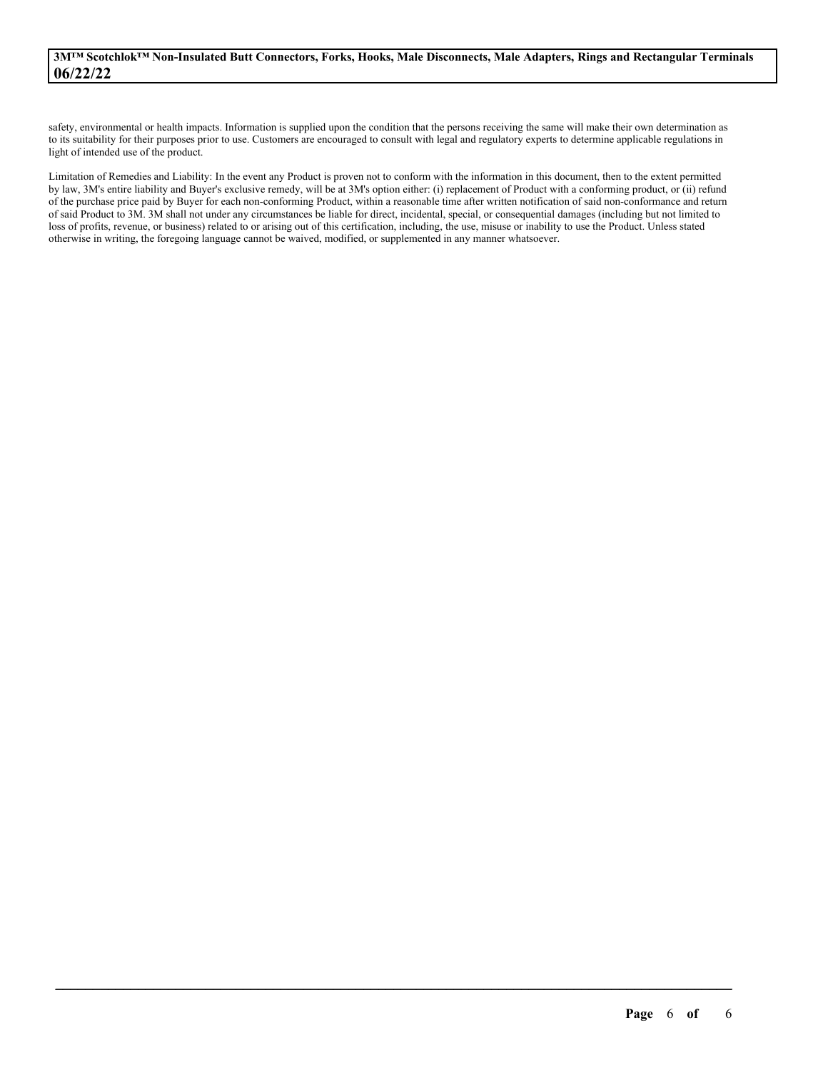safety, environmental or health impacts. Information is supplied upon the condition that the persons receiving the same will make their own determination as to its suitability for their purposes prior to use. Customers are encouraged to consult with legal and regulatory experts to determine applicable regulations in light of intended use of the product.

Limitation of Remedies and Liability: In the event any Product is proven not to conform with the information in this document, then to the extent permitted by law, 3M's entire liability and Buyer's exclusive remedy, will be at 3M's option either: (i) replacement of Product with a conforming product, or (ii) refund of the purchase price paid by Buyer for each non-conforming Product, within a reasonable time after written notification of said non-conformance and return of said Product to 3M. 3M shall not under any circumstances be liable for direct, incidental, special, or consequential damages (including but not limited to loss of profits, revenue, or business) related to or arising out of this certification, including, the use, misuse or inability to use the Product. Unless stated otherwise in writing, the foregoing language cannot be waived, modified, or supplemented in any manner whatsoever.